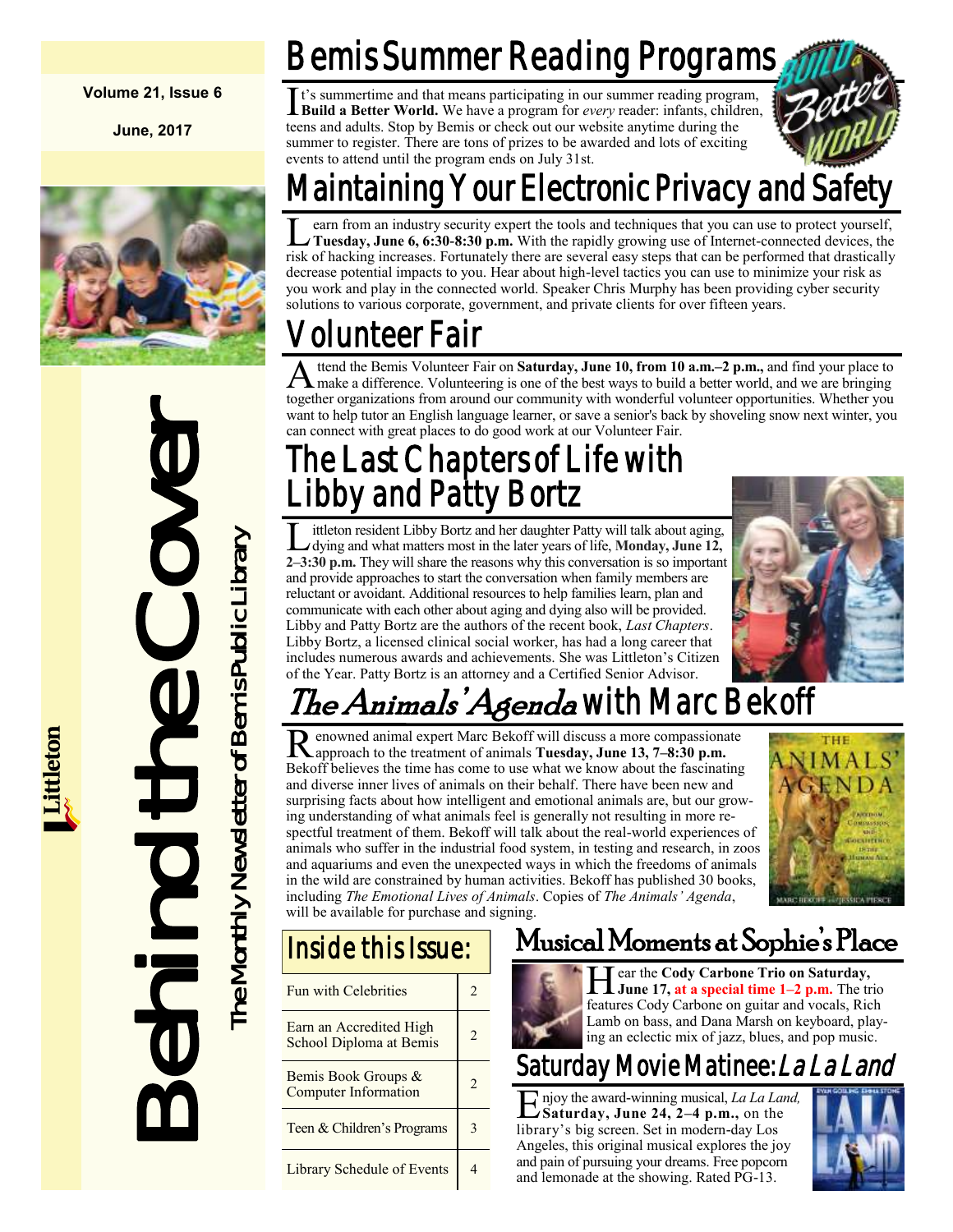**Volume 21, Issue 6**

**June, 2017**

# Behind the Cover

The Monthly Newsletter of Bemis Public Library

Littleton

## Bemis Summer Reading Programs

It's summertime and that means participating in our summer reading program, **Build a Better World.** We have a program for *every* reader: infants, children, teens and adults. Stop by Bemis or check out our website anytime during the summer to register. There are tons of prizes to be awarded and lots of exciting events to attend until the program ends on July 31st.

## Maintaining Your Electronic Privacy and Safety

Learn from an industry security expert the tools and techniques that you can use to protect yourself, **Tuesday, June 6, 6:30-8:30 p.m.** With the rapidly growing use of Internet-connected devices, the risk of hacking increases. Fortunately there are several easy steps that can be performed that drastically decrease potential impacts to you. Hear about high-level tactics you can use to minimize your risk as you work and play in the connected world. Speaker Chris Murphy has been providing cyber security solutions to various corporate, government, and private clients for over fifteen years.

## Volunteer Fair

Attend the Bemis Volunteer Fair on **Saturday, June 10, from 10 a.m.–2 p.m.,** and find your place to make a difference. Volunteering is one of the best ways to build a better world, and we are bringing together organizations from around our community with wonderful volunteer opportunities. Whether you want to help tutor an English language learner, or save a senior's back by shoveling snow next winter, you can connect with great places to do good work at our Volunteer Fair.

## The Last Chapters of Life with Libby and Patty Bortz

Littleton resident Libby Bortz and her daughter Patty will talk about aging, dying and what matters most in the later years of life, **Monday, June 12, 2–3:30 p.m.** They will share the reasons why this conversation is so important and provide approaches to start the conversation when family members are reluctant or avoidant. Additional resources to help families learn, plan and communicate with each other about aging and dying also will be provided. Libby and Patty Bortz are the authors of the recent book, *Last Chapters*. Libby Bortz, a licensed clinical social worker, has had a long career that includes numerous awards and achievements. She was Littleton's Citizen of the Year. Patty Bortz is an attorney and a Certified Senior Advisor.

## *The Animals' Agenda* with Marc Bekoff

Renowned animal expert Marc Bekoff will discuss a more compassionate approach to the treatment of animals **Tuesday, June 13, 7–8:30 p.m.** Bekoff believes the time has come to use what we know about the fascinating and diverse inner lives of animals on their behalf. There have been new and surprising facts about how intelligent and emotional animals are, but our growing understanding of what animals feel is generally not resulting in more respectful treatment of them. Bekoff will talk about the real-world experiences of animals who suffer in the industrial food system, in testing and research, in zoos and aquariums and even the unexpected ways in which the freedoms of animals in the wild are constrained by human activities. Bekoff has published 30 books, including *The Emotional Lives of Animals*. Copies of *The Animals' Agenda*, will be available for purchase and signing.

## Inside this Issue:

| | |
|---|---|
| Fun with Celebrities | 2 |
| Earn an Accredited High School Diploma at Bemis | 2 |
| Bemis Book Groups & Computer Information | 2 |
| Teen & Children's Programs | 3 |
| Library Schedule of Events | 4 |

## Musical Moments at Sophie's Place

Hear the **Cody Carbone Trio on Saturday, June 17, at a special time 1–2 p.m.** The trio features Cody Carbone on guitar and vocals, Rich Lamb on bass, and Dana Marsh on keyboard, playing an eclectic mix of jazz, blues, and pop music.

## Saturday Movie Matinee: *La La Land*

Enjoy the award-winning musical, *La La Land,* **Saturday, June 24, 2–4 p.m.,** on the library's big screen. Set in modern-day Los Angeles, this original musical explores the joy and pain of pursuing your dreams. Free popcorn and lemonade at the showing. Rated PG-13.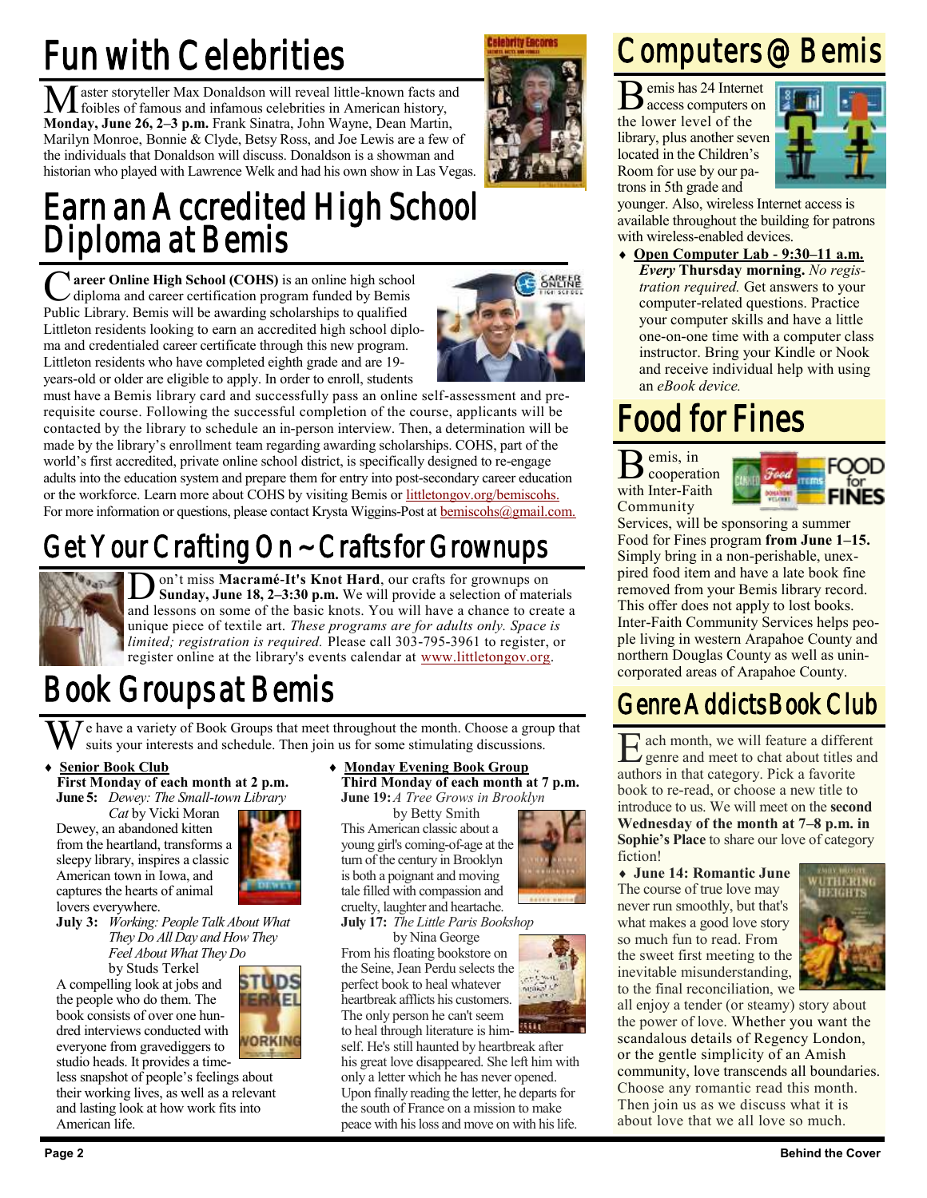# Fun with Celebrities

Master storyteller Max Donaldson will reveal little-known facts and foibles of famous and infamous celebrities in American history, **Monday, June 26, 2–3 p.m.** Frank Sinatra, John Wayne, Dean Martin, Marilyn Monroe, Bonnie & Clyde, Betsy Ross, and Joe Lewis are a few of the individuals that Donaldson will discuss. Donaldson is a showman and historian who played with Lawrence Welk and had his own show in Las Vegas.

# Earn an Accredited High School Diploma at Bemis

**Career Online High School (COHS)** is an online high school diploma and career certification program funded by Bemis Public Library. Bemis will be awarding scholarships to qualified Littleton residents looking to earn an accredited high school diploma and credentialed career certificate through this new program. Littleton residents who have completed eighth grade and are 19-years-old or older are eligible to apply. In order to enroll, students must have a Bemis library card and successfully pass an online self-assessment and prerequisite course. Following the successful completion of the course, applicants will be contacted by the library to schedule an in-person interview. Then, a determination will be made by the library's enrollment team regarding awarding scholarships. COHS, part of the world's first accredited, private online school district, is specifically designed to re-engage adults into the education system and prepare them for entry into post-secondary career education or the workforce. Learn more about COHS by visiting Bemis or littletongov.org/bemiscohs. For more information or questions, please contact Krysta Wiggins-Post at bemiscohs@gmail.com.

# Get Your Crafting On ~ Crafts for Grownups

Don't miss **Macramé-It's Knot Hard**, our crafts for grownups on **Sunday, June 18, 2–3:30 p.m.** We will provide a selection of materials and lessons on some of the basic knots. You will have a chance to create a unique piece of textile art. *These programs are for adults only. Space is limited; registration is required.* Please call 303-795-3961 to register, or register online at the library's events calendar at www.littletongov.org.

# Book Groups at Bemis

We have a variety of Book Groups that meet throughout the month. Choose a group that suits your interests and schedule. Then join us for some stimulating discussions.

- **Senior Book Club**
  **First Monday of each month at 2 p.m.**
  **June 5:** *Dewey: The Small-town Library Cat* by Vicki Moran
  Dewey, an abandoned kitten from the heartland, transforms a sleepy library, inspires a classic American town in Iowa, and captures the hearts of animal lovers everywhere.
  **July 3:** *Working: People Talk About What They Do All Day and How They Feel About What They Do* by Studs Terkel
  A compelling look at jobs and the people who do them. The book consists of over one hundred interviews conducted with everyone from gravediggers to studio heads. It provides a timeless snapshot of people's feelings about their working lives, as well as a relevant and lasting look at how work fits into American life.

- **Monday Evening Book Group**
  **Third Monday of each month at 7 p.m.**
  **June 19:** *A Tree Grows in Brooklyn* by Betty Smith
  This American classic about a young girl's coming-of-age at the turn of the century in Brooklyn is both a poignant and moving tale filled with compassion and cruelty, laughter and heartache.
  **July 17:** *The Little Paris Bookshop* by Nina George
  From his floating bookstore on the Seine, Jean Perdu selects the perfect book to heal whatever heartbreak afflicts his customers. The only person he can't seem to heal through literature is himself. He's still haunted by heartbreak after his great love disappeared. She left him with only a letter which he has never opened. Upon finally reading the letter, he departs for the south of France on a mission to make peace with his loss and move on with his life.

# Computers @ Bemis

Bemis has 24 Internet access computers on the lower level of the library, plus another seven located in the Children's Room for use by our patrons in 5th grade and younger. Also, wireless Internet access is available throughout the building for patrons with wireless-enabled devices.

- **Open Computer Lab - 9:30–11 a.m.** ***Every* Thursday morning.** *No registration required.* Get answers to your computer-related questions. Practice your computer skills and have a little one-on-one time with a computer class instructor. Bring your Kindle or Nook and receive individual help with using an *eBook device.*

# Food for Fines

Bemis, in cooperation with Inter-Faith Community Services, will be sponsoring a summer Food for Fines program **from June 1–15.** Simply bring in a non-perishable, unexpired food item and have a late book fine removed from your Bemis library record. This offer does not apply to lost books. Inter-Faith Community Services helps people living in western Arapahoe County and northern Douglas County as well as unincorporated areas of Arapahoe County.

# Genre Addicts Book Club

Each month, we will feature a different genre and meet to chat about titles and authors in that category. Pick a favorite book to re-read, or choose a new title to introduce to us. We will meet on the **second Wednesday of the month at 7–8 p.m. in Sophie's Place** to share our love of category fiction!

- **June 14: Romantic June** The course of true love may never run smoothly, but that's what makes a good love story so much fun to read. From the sweet first meeting to the inevitable misunderstanding, to the final reconciliation, we all enjoy a tender (or steamy) story about the power of love. Whether you want the scandalous details of Regency London, or the gentle simplicity of an Amish community, love transcends all boundaries. Choose any romantic read this month. Then join us as we discuss what it is about love that we all love so much.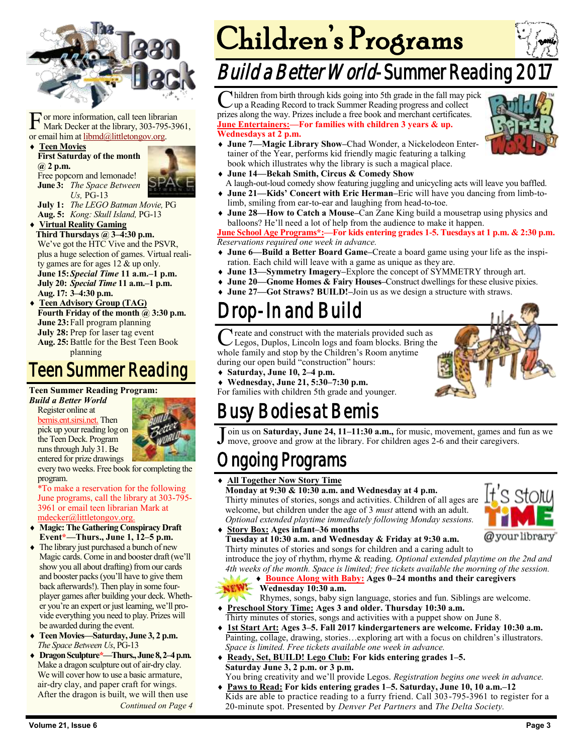# The Teen Deck

For more information, call teen librarian Mark Decker at the library, 303-795-3961, or email him at libmd@littletongov.org.

- **Teen Movies**
  **First Saturday of the month @ 2 p.m.**
  Free popcorn and lemonade!
  **June 3:** *The Space Between Us,* PG-13
  **July 1:** *The LEGO Batman Movie,* PG
  **Aug. 5:** *Kong: Skull Island,* PG-13
- **Virtual Reality Gaming**
  **Third Thursdays @ 3–4:30 p.m.**
  We've got the HTC Vive and the PSVR, plus a huge selection of games. Virtual reality games are for ages 12 & up only.
  **June 15:** ***Special Time*** **11 a.m.–1 p.m.**
  **July 20:** ***Special Time*** **11 a.m.–1 p.m.**
  **Aug. 17: 3–4:30 p.m.**
- **Teen Advisory Group (TAG)**
  **Fourth Friday of the month @ 3:30 p.m.**
  **June 23:** Fall program planning
  **July 28:** Prep for laser tag event
  **Aug. 25:** Battle for the Best Teen Book planning

## Teen Summer Reading

**Teen Summer Reading Program:**
***Build a Better World***

Register online at bemis.ent.sirsi.net. Then pick up your reading log on the Teen Deck. Program runs through July 31. Be entered for prize drawings every two weeks. Free book for completing the program.

\*To make a reservation for the following June programs, call the library at 303-795-3961 or email teen librarian Mark at mdecker@littletongov.org.

- **Magic: The Gathering Conspiracy Draft Event\*—Thurs., June 1, 12–5 p.m.**
- The library just purchased a bunch of new Magic cards. Come in and booster draft (we'll show you all about drafting) from our cards and booster packs (you'll have to give them back afterwards!). Then play in some four-player games after building your deck. Whether you're an expert or just learning, we'll provide everything you need to play. Prizes will be awarded during the event.
- **Teen Movies—Saturday, June 3, 2 p.m.** *The Space Between Us*, PG-13
- **Dragon Sculpture\*—Thurs., June 8, 2–4 p.m.** Make a dragon sculpture out of air-dry clay. We will cover how to use a basic armature, air-dry clay, and paper craft for wings. After the dragon is built, we will then use

*Continued on Page 4*

# Children's Programs

## *Build a Better World*-Summer Reading 2017

Children from birth through kids going into 5th grade in the fall may pick up a Reading Record to track Summer Reading progress and collect prizes along the way. Prizes include a free book and merchant certificates.

**June Entertainers:—For families with children 3 years & up. Wednesdays at 2 p.m.**

- **June 7—Magic Library Show–**Chad Wonder, a Nickelodeon Entertainer of the Year, performs kid friendly magic featuring a talking book which illustrates why the library is such a magical place.
- **June 14—Bekah Smith, Circus & Comedy Show**
  A laugh-out-loud comedy show featuring juggling and unicycling acts will leave you baffled.
- **June 21—Kids' Concert with Eric Herman–**Eric will have you dancing from limb-to-limb, smiling from ear-to-ear and laughing from head-to-toe.
- **June 28—How to Catch a Mouse–**Can Zane King build a mousetrap using physics and balloons? He'll need a lot of help from the audience to make it happen.

**June School Age Programs\*:—For kids entering grades 1-5. Tuesdays at 1 p.m. & 2:30 p.m.**
*Reservations required one week in advance.*

- **June 6—Build a Better Board Game–**Create a board game using your life as the inspiration. Each child will leave with a game as unique as they are.
- **June 13—Symmetry Imagery–**Explore the concept of SYMMETRY through art.
- **June 20—Gnome Homes & Fairy Houses–**Construct dwellings for these elusive pixies.
- **June 27—Got Straws? BUILD!–**Join us as we design a structure with straws.

## Drop-In and Build

Create and construct with the materials provided such as Legos, Duplos, Lincoln logs and foam blocks. Bring the whole family and stop by the Children's Room anytime during our open build "construction" hours:

- **Saturday, June 10, 2–4 p.m.**
- **Wednesday, June 21, 5:30–7:30 p.m.**

For families with children 5th grade and younger.

## Busy Bodies at Bemis

Join us on **Saturday, June 24, 11–11:30 a.m.,** for music, movement, games and fun as we move, groove and grow at the library. For children ages 2-6 and their caregivers.

## Ongoing Programs

- **All Together Now Story Time**
  **Monday at 9:30 & 10:30 a.m. and Wednesday at 4 p.m.**
  Thirty minutes of stories, songs and activities. Children of all ages are welcome, but children under the age of 3 *must* attend with an adult. *Optional extended playtime immediately following Monday sessions.*
- **Story Box: Ages infant–36 months**
  **Tuesday at 10:30 a.m. and Wednesday & Friday at 9:30 a.m.**
  Thirty minutes of stories and songs for children and a caring adult to introduce the joy of rhythm, rhyme & reading. *Optional extended playtime on the 2nd and 4th weeks of the month. Space is limited; free tickets available the morning of the session.*
- NEW! **Bounce Along with Baby: Ages 0–24 months and their caregivers**
  **Wednesday 10:30 a.m.**
  Rhymes, songs, baby sign language, stories and fun. Siblings are welcome.
- **Preschool Story Time: Ages 3 and older. Thursday 10:30 a.m.**
  Thirty minutes of stories, songs and activities with a puppet show on June 8.
- **1st Start Art: Ages 3–5. Fall 2017 kindergarteners are welcome. Friday 10:30 a.m.**
  Painting, collage, drawing, stories…exploring art with a focus on children's illustrators. *Space is limited. Free tickets available one week in advance.*
- **Ready, Set, BUILD! Lego Club: For kids entering grades 1–5.**
  **Saturday June 3, 2 p.m. or 3 p.m.**
  You bring creativity and we'll provide Legos. *Registration begins one week in advance.*
- **Paws to Read: For kids entering grades 1–5. Saturday, June 10, 10 a.m.–12**
  Kids are able to practice reading to a furry friend. Call 303-795-3961 to register for a 20-minute spot. Presented by *Denver Pet Partners* and *The Delta Society.*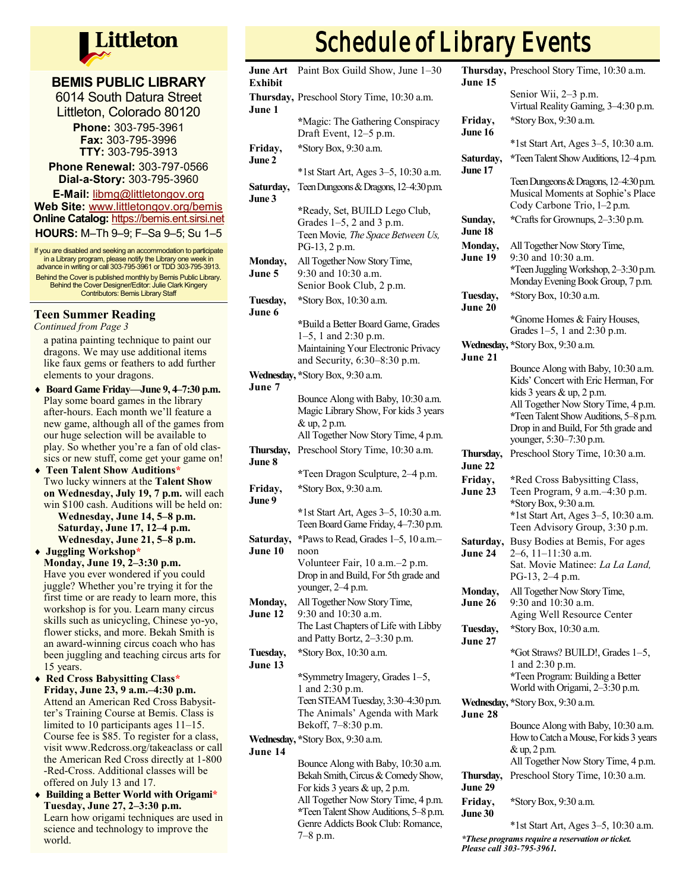# Littleton

## BEMIS PUBLIC LIBRARY

6014 South Datura Street
Littleton, Colorado 80120

**Phone:** 303-795-3961
**Fax:** 303-795-3996
**TTY:** 303-795-3913

**Phone Renewal:** 303-797-0566
**Dial-a-Story:** 303-795-3960

**E-Mail:** libmg@littletongov.org
**Web Site:** www.littletongov.org/bemis
**Online Catalog:** https://bemis.ent.sirsi.net
**HOURS:** M–Th 9–9; F–Sa 9–5; Su 1–5

If you are disabled and seeking an accommodation to participate in a Library program, please notify the Library one week in advance in writing or call 303-795-3961 or TDD 303-795-3913.

Behind the Cover is published monthly by Bemis Public Library.
Behind the Cover Designer/Editor: Julie Clark Kingery
Contributors: Bemis Library Staff

## Teen Summer Reading

*Continued from Page 3*

a patina painting technique to paint our dragons. We may use additional items like faux gems or feathers to add further elements to your dragons.

- **Board Game Friday—June 9, 4–7:30 p.m.** Play some board games in the library after-hours. Each month we'll feature a new game, although all of the games from our huge selection will be available to play. So whether you're a fan of old classics or new stuff, come get your game on!
- **Teen Talent Show Auditions*** Two lucky winners at the **Talent Show on Wednesday, July 19, 7 p.m.** will each win $100 cash. Auditions will be held on:
  **Wednesday, June 14, 5–8 p.m.**
  **Saturday, June 17, 12–4 p.m.**
  **Wednesday, June 21, 5–8 p.m.**
- **Juggling Workshop***
  **Monday, June 19, 2–3:30 p.m.**
  Have you ever wondered if you could juggle? Whether you're trying it for the first time or are ready to learn more, this workshop is for you. Learn many circus skills such as unicycling, Chinese yo-yo, flower sticks, and more. Bekah Smith is an award-winning circus coach who has been juggling and teaching circus arts for 15 years.
- **Red Cross Babysitting Class***
  **Friday, June 23, 9 a.m.–4:30 p.m.**
  Attend an American Red Cross Babysitter's Training Course at Bemis. Class is limited to 10 participants ages 11–15. Course fee is $85. To register for a class, visit www.Redcross.org/takeaclass or call the American Red Cross directly at 1-800-Red-Cross. Additional classes will be offered on July 13 and 17.
- **Building a Better World with Origami***
  **Tuesday, June 27, 2–3:30 p.m.**
  Learn how origami techniques are used in science and technology to improve the world.

# Schedule of Library Events

**June Art Exhibit**
Paint Box Guild Show, June 1–30

**Thursday, June 1**
Preschool Story Time, 10:30 a.m.
*Magic: The Gathering Conspiracy Draft Event, 12–5 p.m.

**Friday, June 2**
*Story Box, 9:30 a.m.
*1st Start Art, Ages 3–5, 10:30 a.m.

**Saturday, June 3**
Teen Dungeons & Dragons, 12–4:30 p.m.
*Ready, Set, BUILD Lego Club, Grades 1–5, 2 and 3 p.m.
Teen Movie, *The Space Between Us,* PG-13, 2 p.m.

**Monday, June 5**
All Together Now Story Time, 9:30 and 10:30 a.m.
Senior Book Club, 2 p.m.

**Tuesday, June 6**
*Story Box, 10:30 a.m.
*Build a Better Board Game, Grades 1–5, 1 and 2:30 p.m.
Maintaining Your Electronic Privacy and Security, 6:30–8:30 p.m.

**Wednesday, June 7**
*Story Box, 9:30 a.m.
Bounce Along with Baby, 10:30 a.m.
Magic Library Show, For kids 3 years & up, 2 p.m.
All Together Now Story Time, 4 p.m.

**Thursday, June 8**
Preschool Story Time, 10:30 a.m.
*Teen Dragon Sculpture, 2–4 p.m.

**Friday, June 9**
*Story Box, 9:30 a.m.
*1st Start Art, Ages 3–5, 10:30 a.m.
Teen Board Game Friday, 4–7:30 p.m.

**Saturday, June 10**
*Paws to Read, Grades 1–5, 10 a.m.–noon
Volunteer Fair, 10 a.m.–2 p.m.
Drop in and Build, For 5th grade and younger, 2–4 p.m.

**Monday, June 12**
All Together Now Story Time, 9:30 and 10:30 a.m.
The Last Chapters of Life with Libby and Patty Bortz, 2–3:30 p.m.

**Tuesday, June 13**
*Story Box, 10:30 a.m.
*Symmetry Imagery, Grades 1–5, 1 and 2:30 p.m.
Teen STEAM Tuesday, 3:30–4:30 p.m.
The Animals' Agenda with Mark Bekoff, 7–8:30 p.m.

**Wednesday, June 14**
*Story Box, 9:30 a.m.
Bounce Along with Baby, 10:30 a.m.
Bekah Smith, Circus & Comedy Show, For kids 3 years & up, 2 p.m.
All Together Now Story Time, 4 p.m.
*Teen Talent Show Auditions, 5–8 p.m.
Genre Addicts Book Club: Romance, 7–8 p.m.

**Thursday, June 15**
Preschool Story Time, 10:30 a.m.
Senior Wii, 2–3 p.m.
Virtual Reality Gaming, 3–4:30 p.m.

**Friday, June 16**
*Story Box, 9:30 a.m.
*1st Start Art, Ages 3–5, 10:30 a.m.

**Saturday, June 17**
*Teen Talent Show Auditions, 12–4 p.m.
Teen Dungeons & Dragons, 12–4:30 p.m.
Musical Moments at Sophie's Place
Cody Carbone Trio, 1–2 p.m.

**Sunday, June 18**
*Crafts for Grownups, 2–3:30 p.m.

**Monday, June 19**
All Together Now Story Time, 9:30 and 10:30 a.m.
*Teen Juggling Workshop, 2–3:30 p.m.
Monday Evening Book Group, 7 p.m.

**Tuesday, June 20**
*Story Box, 10:30 a.m.
*Gnome Homes & Fairy Houses, Grades 1–5, 1 and 2:30 p.m.

**Wednesday, June 21**
*Story Box, 9:30 a.m.
Bounce Along with Baby, 10:30 a.m.
Kids' Concert with Eric Herman, For kids 3 years & up, 2 p.m.
All Together Now Story Time, 4 p.m.
*Teen Talent Show Auditions, 5–8 p.m.
Drop in and Build, For 5th grade and younger, 5:30–7:30 p.m.

**Thursday, June 22**
Preschool Story Time, 10:30 a.m.

**Friday, June 23**
*Red Cross Babysitting Class, Teen Program, 9 a.m.–4:30 p.m.
*Story Box, 9:30 a.m.
*1st Start Art, Ages 3–5, 10:30 a.m.
Teen Advisory Group, 3:30 p.m.

**Saturday, June 24**
Busy Bodies at Bemis, For ages 2–6, 11–11:30 a.m.
Sat. Movie Matinee: *La La Land,* PG-13, 2–4 p.m.

**Monday, June 26**
All Together Now Story Time, 9:30 and 10:30 a.m.
Aging Well Resource Center

**Tuesday, June 27**
*Story Box, 10:30 a.m.
*Got Straws? BUILD!, Grades 1–5, 1 and 2:30 p.m.
*Teen Program: Building a Better World with Origami, 2–3:30 p.m.

**Wednesday, June 28**
*Story Box, 9:30 a.m.
Bounce Along with Baby, 10:30 a.m.
How to Catch a Mouse, For kids 3 years & up, 2 p.m.
All Together Now Story Time, 4 p.m.

**Thursday, June 29**
Preschool Story Time, 10:30 a.m.

**Friday, June 30**
*Story Box, 9:30 a.m.
*1st Start Art, Ages 3–5, 10:30 a.m.

***These programs require a reservation or ticket. Please call 303-795-3961.***